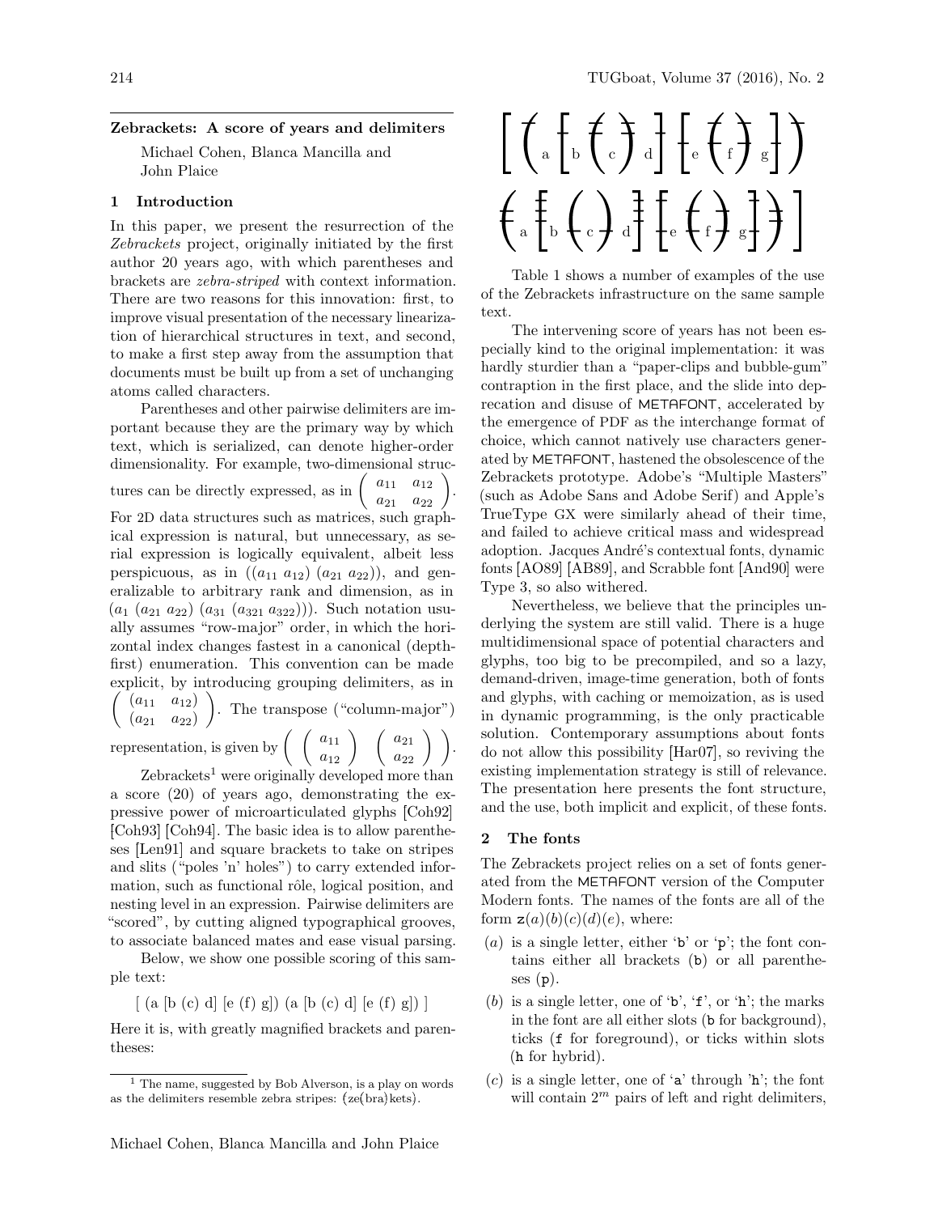## Zebrackets: A score of years and delimiters

Michael Cohen, Blanca Mancilla and John Plaice

### 1 Introduction

In this paper, we present the resurrection of the *Zebrackets* project, originally initiated by the first author 20 years ago, with which parentheses and brackets are *zebra-striped* with context information. There are two reasons for this innovation: first, to improve visual presentation of the necessary linearization of hierarchical structures in text, and second, to make a first step away from the assumption that documents must be built up from a set of unchanging atoms called characters.

Parentheses and other pairwise delimiters are important because they are the primary way by which text, which is serialized, can denote higher-order dimensionality. For example, two-dimensional structures can be directly expressed, as in $\left(\begin{array}{cc} a_{11} & a_{12} \\ a_{21} & a_{22} \end{array}\right)$. For 2D data structures such as matrices, such graphical expression is natural, but unnecessary, as serial expression is logically equivalent, albeit less perspicuous, as in $((a_{11}\ a_{12})\ (a_{21}\ a_{22}))$, and generalizable to arbitrary rank and dimension, as in $(a_1\ (a_{21}\ a_{22})\ (a_{31}\ (a_{321}\ a_{322})))$. Such notation usually assumes "row-major" order, in which the horizontal index changes fastest in a canonical (depth-first) enumeration. This convention can be made explicit, by introducing grouping delimiters, as in $\left(\begin{array}{cc} (a_{11} & a_{12}) \\ (a_{21} & a_{22}) \end{array}\right)$. The transpose ("column-major") representation, is given by $\left( \left(\begin{array}{c} a_{11} \\ a_{12} \end{array}\right) \left(\begin{array}{c} a_{21} \\ a_{22} \end{array}\right) \right)$.

Zebrackets[1] were originally developed more than a score (20) of years ago, demonstrating the expressive power of microarticulated glyphs [Coh92] [Coh93] [Coh94]. The basic idea is to allow parentheses [Len91] and square brackets to take on stripes and slits ("poles 'n' holes") to carry extended information, such as functional rôle, logical position, and nesting level in an expression. Pairwise delimiters are "scored", by cutting aligned typographical grooves, to associate balanced mates and ease visual parsing.

Below, we show one possible scoring of this sample text:

[ (a [b (c) d] [e (f) g]) (a [b (c) d] [e (f) g]) ]

Here it is, with greatly magnified brackets and parentheses:

[ (a [b (c) d] [e (f) g]) (a [b (c) d] [e (f) g]) ]

Table 1 shows a number of examples of the use of the Zebrackets infrastructure on the same sample text.

The intervening score of years has not been especially kind to the original implementation: it was hardly sturdier than a "paper-clips and bubble-gum" contraption in the first place, and the slide into deprecation and disuse of METAFONT, accelerated by the emergence of PDF as the interchange format of choice, which cannot natively use characters generated by METAFONT, hastened the obsolescence of the Zebrackets prototype. Adobe's "Multiple Masters" (such as Adobe Sans and Adobe Serif) and Apple's TrueType GX were similarly ahead of their time, and failed to achieve critical mass and widespread adoption. Jacques André's contextual fonts, dynamic fonts [AO89] [AB89], and Scrabble font [And90] were Type 3, so also withered.

Nevertheless, we believe that the principles underlying the system are still valid. There is a huge multidimensional space of potential characters and glyphs, too big to be precompiled, and so a lazy, demand-driven, image-time generation, both of fonts and glyphs, with caching or memoization, as is used in dynamic programming, is the only practicable solution. Contemporary assumptions about fonts do not allow this possibility [Har07], so reviving the existing implementation strategy is still of relevance. The presentation here presents the font structure, and the use, both implicit and explicit, of these fonts.

### 2 The fonts

The Zebrackets project relies on a set of fonts generated from the METAFONT version of the Computer Modern fonts. The names of the fonts are all of the form z(*a*)(*b*)(*c*)(*d*)(*e*), where:

(*a*) is a single letter, either 'b' or 'p'; the font contains either all brackets (b) or all parentheses (p).

(*b*) is a single letter, one of 'b', 'f', or 'h'; the marks in the font are all either slots (b for background), ticks (f for foreground), or ticks within slots (h for hybrid).

(*c*) is a single letter, one of 'a' through 'h'; the font will contain $2^m$ pairs of left and right delimiters,

[1] The name, suggested by Bob Alverson, is a play on words as the delimiters resemble zebra stripes: {ze(bra)kets}.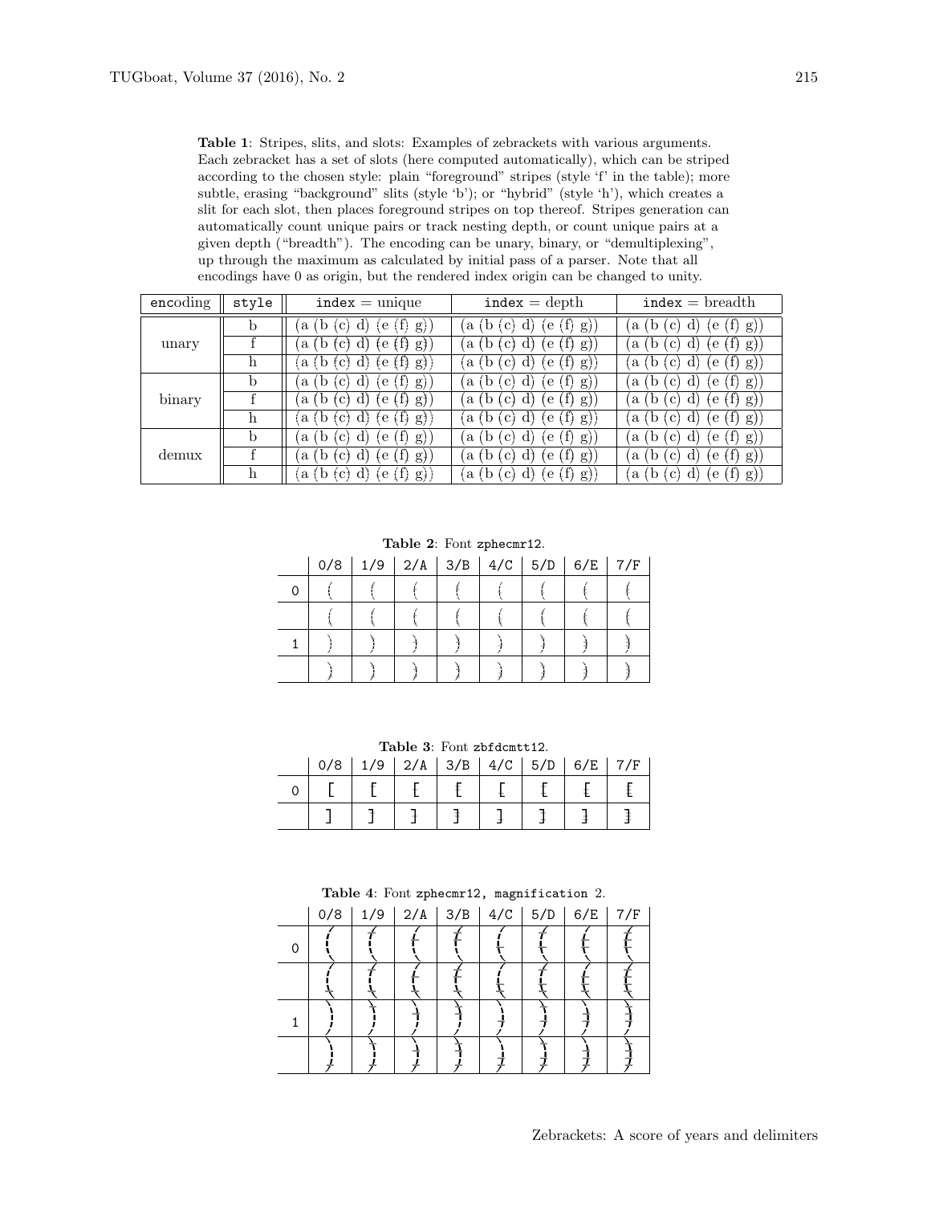**Table 1**: Stripes, slits, and slots: Examples of zebrackets with various arguments. Each zebracket has a set of slots (here computed automatically), which can be striped according to the chosen style: plain "foreground" stripes (style 'f' in the table); more subtle, erasing "background" slits (style 'b'); or "hybrid" (style 'h'), which creates a slit for each slot, then places foreground stripes on top thereof. Stripes generation can automatically count unique pairs or track nesting depth, or count unique pairs at a given depth ("breadth"). The encoding can be unary, binary, or "demultiplexing", up through the maximum as calculated by initial pass of a parser. Note that all encodings have 0 as origin, but the rendered index origin can be changed to unity.

| `encoding` | `style` | `index` = unique | `index` = depth | `index` = breadth |
|---|---|---|---|---|
| unary | b | (a (b (c) d) (e (f) g)) | (a (b (c) d) (e (f) g)) | (a (b (c) d) (e (f) g)) |
| | f | (a (b (c) d) (e (f) g)) | (a (b (c) d) (e (f) g)) | (a (b (c) d) (e (f) g)) |
| | h | (a (b (c) d) (e (f) g)) | (a (b (c) d) (e (f) g)) | (a (b (c) d) (e (f) g)) |
| binary | b | (a (b (c) d) (e (f) g)) | (a (b (c) d) (e (f) g)) | (a (b (c) d) (e (f) g)) |
| | f | (a (b (c) d) (e (f) g)) | (a (b (c) d) (e (f) g)) | (a (b (c) d) (e (f) g)) |
| | h | (a (b (c) d) (e (f) g)) | (a (b (c) d) (e (f) g)) | (a (b (c) d) (e (f) g)) |
| demux | b | (a (b (c) d) (e (f) g)) | (a (b (c) d) (e (f) g)) | (a (b (c) d) (e (f) g)) |
| | f | (a (b (c) d) (e (f) g)) | (a (b (c) d) (e (f) g)) | (a (b (c) d) (e (f) g)) |
| | h | (a (b (c) d) (e (f) g)) | (a (b (c) d) (e (f) g)) | (a (b (c) d) (e (f) g)) |

**Table 2**: Font `zphecmr12`.

| | 0/8 | 1/9 | 2/A | 3/B | 4/C | 5/D | 6/E | 7/F |
|---|---|---|---|---|---|---|---|---|
| 0 | ( | ( | ( | ( | ( | ( | ( | ( |
| | ( | ( | ( | ( | ( | ( | ( | ( |
| 1 | ) | ) | ) | ) | ) | ) | ) | ) |
| | ) | ) | ) | ) | ) | ) | ) | ) |

**Table 3**: Font `zbfdcmtt12`.

| | 0/8 | 1/9 | 2/A | 3/B | 4/C | 5/D | 6/E | 7/F |
|---|---|---|---|---|---|---|---|---|
| 0 | [ | [ | [ | [ | [ | [ | [ | [ |
| | ] | ] | ] | ] | ] | ] | ] | ] |

**Table 4**: Font `zphecmr12, magnification 2`.

| | 0/8 | 1/9 | 2/A | 3/B | 4/C | 5/D | 6/E | 7/F |
|---|---|---|---|---|---|---|---|---|
| 0 | ( | ( | ( | ( | ( | ( | ( | ( |
| | ( | ( | ( | ( | ( | ( | ( | ( |
| 1 | ) | ) | ) | ) | ) | ) | ) | ) |
| | ) | ) | ) | ) | ) | ) | ) | ) |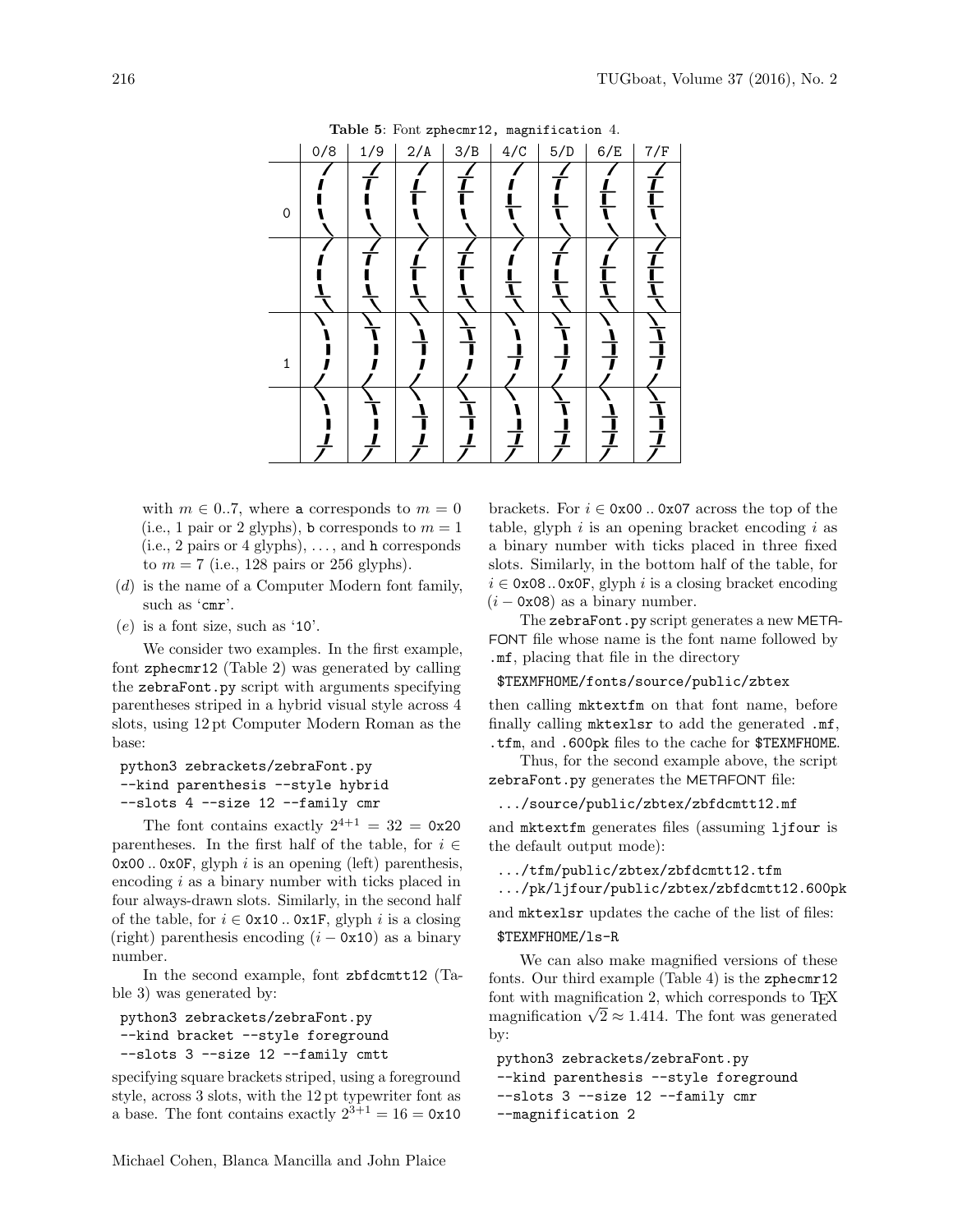**Table 5**: Font `zphecmr12`, magnification 4.

| | 0/8 | 1/9 | 2/A | 3/B | 4/C | 5/D | 6/E | 7/F |
|---|---|---|---|---|---|---|---|---|
| 0 | | | | | | | | |
| | | | | | | | | |
| 1 | | | | | | | | |
| | | | | | | | | |

with $m \in 0..7$, where `a` corresponds to $m = 0$ (i.e., 1 pair or 2 glyphs), `b` corresponds to $m = 1$ (i.e., 2 pairs or 4 glyphs), ..., and `h` corresponds to $m = 7$ (i.e., 128 pairs or 256 glyphs).

($d$) is the name of a Computer Modern font family, such as '`cmr`'.

($e$) is a font size, such as '`10`'.

We consider two examples. In the first example, font `zphecmr12` (Table 2) was generated by calling the `zebraFont.py` script with arguments specifying parentheses striped in a hybrid visual style across 4 slots, using 12 pt Computer Modern Roman as the base:

```
python3 zebrackets/zebraFont.py
--kind parenthesis --style hybrid
--slots 4 --size 12 --family cmr
```

The font contains exactly $2^{4+1} = 32 =$ `0x20` parentheses. In the first half of the table, for $i \in$ `0x00` .. `0x0F`, glyph $i$ is an opening (left) parenthesis, encoding $i$ as a binary number with ticks placed in four always-drawn slots. Similarly, in the second half of the table, for $i \in$ `0x10` .. `0x1F`, glyph $i$ is a closing (right) parenthesis encoding ($i -$ `0x10`) as a binary number.

In the second example, font `zbfdcmtt12` (Table 3) was generated by:

```
python3 zebrackets/zebraFont.py
--kind bracket --style foreground
--slots 3 --size 12 --family cmtt
```

specifying square brackets striped, using a foreground style, across 3 slots, with the 12 pt typewriter font as a base. The font contains exactly $2^{3+1} = 16 =$ `0x10` brackets. For $i \in$ `0x00` .. `0x07` across the top of the table, glyph $i$ is an opening bracket encoding $i$ as a binary number with ticks placed in three fixed slots. Similarly, in the bottom half of the table, for $i \in$ `0x08` .. `0x0F`, glyph $i$ is a closing bracket encoding ($i -$ `0x08`) as a binary number.

The `zebraFont.py` script generates a new METAFONT file whose name is the font name followed by `.mf`, placing that file in the directory

```
$TEXMFHOME/fonts/source/public/zbtex
```

then calling `mktextfm` on that font name, before finally calling `mktexlsr` to add the generated `.mf`, `.tfm`, and `.600pk` files to the cache for `$TEXMFHOME`.

Thus, for the second example above, the script `zebraFont.py` generates the METAFONT file:

```
.../source/public/zbtex/zbfdcmtt12.mf
```

and `mktextfm` generates files (assuming `ljfour` is the default output mode):

```
.../tfm/public/zbtex/zbfdcmtt12.tfm
.../pk/ljfour/public/zbtex/zbfdcmtt12.600pk
```

and `mktexlsr` updates the cache of the list of files:

```
$TEXMFHOME/ls-R
```

We can also make magnified versions of these fonts. Our third example (Table 4) is the `zphecmr12` font with magnification 2, which corresponds to TeX magnification $\sqrt{2} \approx 1.414$. The font was generated by:

```
python3 zebrackets/zebraFont.py
--kind parenthesis --style foreground
--slots 3 --size 12 --family cmr
--magnification 2
```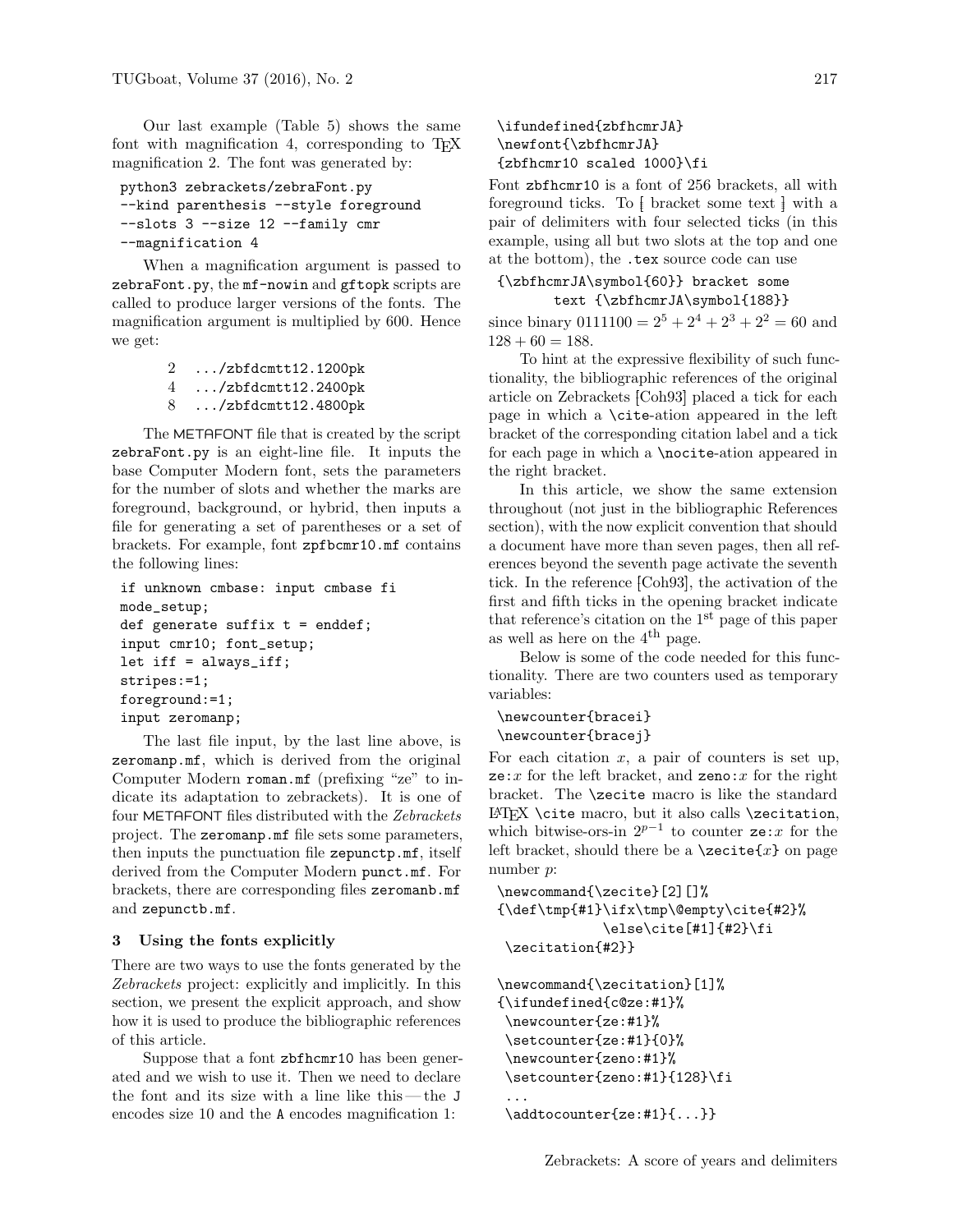Our last example (Table 5) shows the same font with magnification 4, corresponding to TEX magnification 2. The font was generated by:

```
python3 zebrackets/zebraFont.py
--kind parenthesis --style foreground
--slots 3 --size 12 --family cmr
--magnification 4
```

When a magnification argument is passed to `zebraFont.py`, the `mf-nowin` and `gftopk` scripts are called to produce larger versions of the fonts. The magnification argument is multiplied by 600. Hence we get:

```
2  .../zbfdcmtt12.1200pk
4  .../zbfdcmtt12.2400pk
8  .../zbfdcmtt12.4800pk
```

The METAFONT file that is created by the script `zebraFont.py` is an eight-line file. It inputs the base Computer Modern font, sets the parameters for the number of slots and whether the marks are foreground, background, or hybrid, then inputs a file for generating a set of parentheses or a set of brackets. For example, font `zpfbcmr10.mf` contains the following lines:

```
if unknown cmbase: input cmbase fi
mode_setup;
def generate suffix t = enddef;
input cmr10; font_setup;
let iff = always_iff;
stripes:=1;
foreground:=1;
input zeromanp;
```

The last file input, by the last line above, is `zeromanp.mf`, which is derived from the original Computer Modern `roman.mf` (prefixing "ze" to indicate its adaptation to zebrackets). It is one of four METAFONT files distributed with the *Zebrackets* project. The `zeromanp.mf` file sets some parameters, then inputs the punctuation file `zepunctp.mf`, itself derived from the Computer Modern `punct.mf`. For brackets, there are corresponding files `zeromanb.mf` and `zepunctb.mf`.

## 3 Using the fonts explicitly

There are two ways to use the fonts generated by the *Zebrackets* project: explicitly and implicitly. In this section, we present the explicit approach, and show how it is used to produce the bibliographic references of this article.

Suppose that a font `zbfhcmr10` has been generated and we wish to use it. Then we need to declare the font and its size with a line like this — the `J` encodes size 10 and the `A` encodes magnification 1:

```
\ifundefined{zbfhcmrJA}
\newfont{\zbfhcmrJA}
{zbfhcmr10 scaled 1000}\fi
```

Font `zbfhcmr10` is a font of 256 brackets, all with foreground ticks. To [ bracket some text ] with a pair of delimiters with four selected ticks (in this example, using all but two slots at the top and one at the bottom), the `.tex` source code can use

```
{\zbfhcmrJA\symbol{60}} bracket some
      text {\zbfhcmrJA\symbol{188}}
```

since binary $0111100 = 2^5 + 2^4 + 2^3 + 2^2 = 60$ and $128 + 60 = 188$.

To hint at the expressive flexibility of such functionality, the bibliographic references of the original article on Zebrackets [Coh93] placed a tick for each page in which a `\cite`-ation appeared in the left bracket of the corresponding citation label and a tick for each page in which a `\nocite`-ation appeared in the right bracket.

In this article, we show the same extension throughout (not just in the bibliographic References section), with the now explicit convention that should a document have more than seven pages, then all references beyond the seventh page activate the seventh tick. In the reference [Coh93], the activation of the first and fifth ticks in the opening bracket indicate that reference's citation on the 1st page of this paper as well as here on the 4th page.

Below is some of the code needed for this functionality. There are two counters used as temporary variables:

```
\newcounter{bracei}
\newcounter{bracej}
```

For each citation $x$, a pair of counters is set up, `ze:`$x$ for the left bracket, and `zeno:`$x$ for the right bracket. The `\zecite` macro is like the standard LaTeX `\cite` macro, but it also calls `\zecitation`, which bitwise-ors-in $2^{p-1}$ to counter `ze:`$x$ for the left bracket, should there be a `\zecite{`$x$`}` on page number $p$:

```
\newcommand{\zecite}[2][]%
{\def\tmp{#1}\ifx\tmp\@empty\cite{#2}%
            \else\cite[#1]{#2}\fi
 \zecitation{#2}}

\newcommand{\zecitation}[1]%
{\ifundefined{c@ze:#1}%
 \newcounter{ze:#1}%
 \setcounter{ze:#1}{0}%
 \newcounter{zeno:#1}%
 \setcounter{zeno:#1}{128}\fi
 ...
 \addtocounter{ze:#1}{...}}
```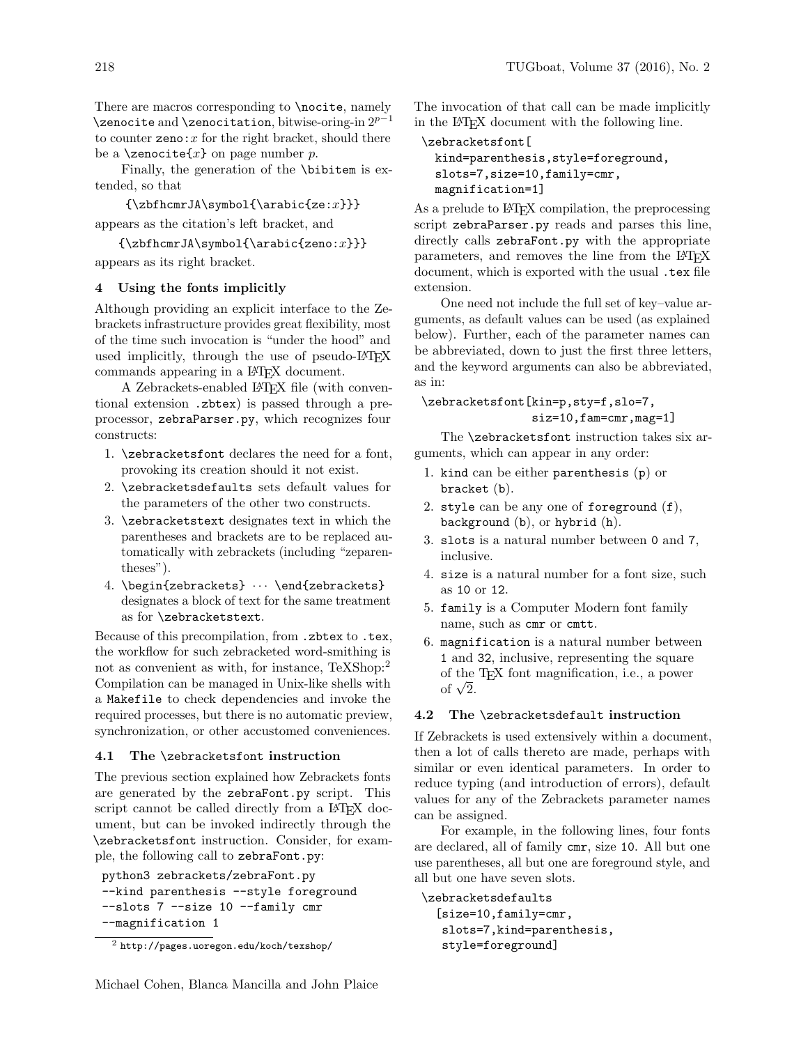There are macros corresponding to `\nocite`, namely `\zenocite` and `\zenocitation`, bitwise-oring-in $2^{p-1}$ to counter `zeno:`$x$ for the right bracket, should there be a `\zenocite{`$x$`}` on page number $p$.

Finally, the generation of the `\bibitem` is extended, so that

```
{\zbfhcmrJA\symbol{\arabic{ze:x}}}
```

appears as the citation's left bracket, and

```
{\zbfhcmrJA\symbol{\arabic{zeno:x}}}
```

appears as its right bracket.

## 4 Using the fonts implicitly

Although providing an explicit interface to the Zebrackets infrastructure provides great flexibility, most of the time such invocation is "under the hood" and used implicitly, through the use of pseudo-LaTeX commands appearing in a LaTeX document.

A Zebrackets-enabled LaTeX file (with conventional extension `.zbtex`) is passed through a preprocessor, `zebraParser.py`, which recognizes four constructs:

1. `\zebracketsfont` declares the need for a font, provoking its creation should it not exist.
2. `\zebracketsdefaults` sets default values for the parameters of the other two constructs.
3. `\zebracketstext` designates text in which the parentheses and brackets are to be replaced automatically with zebrackets (including "zeparentheses").
4. `\begin{zebrackets}` $\cdots$ `\end{zebrackets}` designates a block of text for the same treatment as for `\zebracketstext`.

Because of this precompilation, from `.zbtex` to `.tex`, the workflow for such zebracketed word-smithing is not as convenient as with, for instance, TeXShop:[2] Compilation can be managed in Unix-like shells with a `Makefile` to check dependencies and invoke the required processes, but there is no automatic preview, synchronization, or other accustomed conveniences.

### 4.1 The `\zebracketsfont` instruction

The previous section explained how Zebrackets fonts are generated by the `zebraFont.py` script. This script cannot be called directly from a LaTeX document, but can be invoked indirectly through the `\zebracketsfont` instruction. Consider, for example, the following call to `zebraFont.py`:

```
python3 zebrackets/zebraFont.py
--kind parenthesis --style foreground
--slots 7 --size 10 --family cmr
--magnification 1
```

[2] http://pages.uoregon.edu/koch/texshop/

The invocation of that call can be made implicitly in the LaTeX document with the following line.

```
\zebracketsfont[
  kind=parenthesis,style=foreground,
  slots=7,size=10,family=cmr,
  magnification=1]
```

As a prelude to LaTeX compilation, the preprocessing script `zebraParser.py` reads and parses this line, directly calls `zebraFont.py` with the appropriate parameters, and removes the line from the LaTeX document, which is exported with the usual `.tex` file extension.

One need not include the full set of key–value arguments, as default values can be used (as explained below). Further, each of the parameter names can be abbreviated, down to just the first three letters, and the keyword arguments can also be abbreviated, as in:

```
\zebracketsfont[kin=p,sty=f,slo=7,
                siz=10,fam=cmr,mag=1]
```

The `\zebracketsfont` instruction takes six arguments, which can appear in any order:

1. `kind` can be either `parenthesis` (`p`) or `bracket` (`b`).
2. `style` can be any one of `foreground` (`f`), `background` (`b`), or `hybrid` (`h`).
3. `slots` is a natural number between `0` and `7`, inclusive.
4. `size` is a natural number for a font size, such as `10` or `12`.
5. `family` is a Computer Modern font family name, such as `cmr` or `cmtt`.
6. `magnification` is a natural number between `1` and `32`, inclusive, representing the square of the TeX font magnification, i.e., a power of $\sqrt{2}$.

### 4.2 The `\zebracketsdefault` instruction

If Zebrackets is used extensively within a document, then a lot of calls thereto are made, perhaps with similar or even identical parameters. In order to reduce typing (and introduction of errors), default values for any of the Zebrackets parameter names can be assigned.

For example, in the following lines, four fonts are declared, all of family `cmr`, size `10`. All but one use parentheses, all but one are foreground style, and all but one have seven slots.

```
\zebracketsdefaults
  [size=10,family=cmr,
   slots=7,kind=parenthesis,
   style=foreground]
```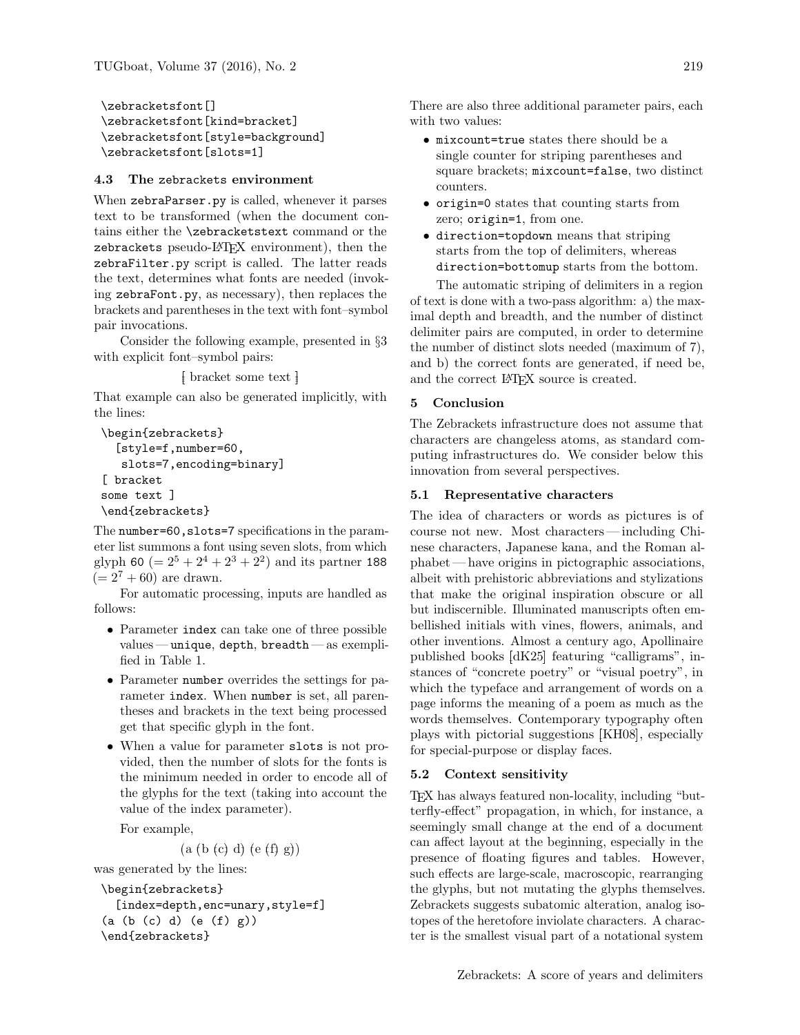```
\zebracketsfont[]
\zebracketsfont[kind=bracket]
\zebracketsfont[style=background]
\zebracketsfont[slots=1]
```

### 4.3 The zebrackets environment

When `zebraParser.py` is called, whenever it parses text to be transformed (when the document contains either the `\zebracketstext` command or the `zebrackets` pseudo-LaTeX environment), then the `zebraFilter.py` script is called. The latter reads the text, determines what fonts are needed (invoking `zebraFont.py`, as necessary), then replaces the brackets and parentheses in the text with font–symbol pair invocations.

Consider the following example, presented in §3 with explicit font–symbol pairs:

[ bracket some text ]

That example can also be generated implicitly, with the lines:

```
\begin{zebrackets}
  [style=f,number=60,
   slots=7,encoding=binary]
[ bracket
some text ]
\end{zebrackets}
```

The `number=60,slots=7` specifications in the parameter list summons a font using seven slots, from which glyph `60` ($= 2^5 + 2^4 + 2^3 + 2^2$) and its partner `188` ($= 2^7 + 60$) are drawn.

For automatic processing, inputs are handled as follows:

- Parameter `index` can take one of three possible values — `unique`, `depth`, `breadth` — as exemplified in Table 1.
- Parameter `number` overrides the settings for parameter `index`. When `number` is set, all parentheses and brackets in the text being processed get that specific glyph in the font.
- When a value for parameter `slots` is not provided, then the number of slots for the fonts is the minimum needed in order to encode all of the glyphs for the text (taking into account the value of the index parameter).

For example,

(a (b (c) d) (e (f) g))

was generated by the lines:

```
\begin{zebrackets}
  [index=depth,enc=unary,style=f]
(a (b (c) d) (e (f) g))
\end{zebrackets}
```

There are also three additional parameter pairs, each with two values:

- `mixcount=true` states there should be a single counter for striping parentheses and square brackets; `mixcount=false`, two distinct counters.
- `origin=0` states that counting starts from zero; `origin=1`, from one.
- `direction=topdown` means that striping starts from the top of delimiters, whereas `direction=bottomup` starts from the bottom.

The automatic striping of delimiters in a region of text is done with a two-pass algorithm: a) the maximal depth and breadth, and the number of distinct delimiter pairs are computed, in order to determine the number of distinct slots needed (maximum of 7), and b) the correct fonts are generated, if need be, and the correct LaTeX source is created.

## 5 Conclusion

The Zebrackets infrastructure does not assume that characters are changeless atoms, as standard computing infrastructures do. We consider below this innovation from several perspectives.

### 5.1 Representative characters

The idea of characters or words as pictures is of course not new. Most characters — including Chinese characters, Japanese kana, and the Roman alphabet — have origins in pictographic associations, albeit with prehistoric abbreviations and stylizations that make the original inspiration obscure or all but indiscernible. Illuminated manuscripts often embellished initials with vines, flowers, animals, and other inventions. Almost a century ago, Apollinaire published books [dK25] featuring "calligrams", instances of "concrete poetry" or "visual poetry", in which the typeface and arrangement of words on a page informs the meaning of a poem as much as the words themselves. Contemporary typography often plays with pictorial suggestions [KH08], especially for special-purpose or display faces.

### 5.2 Context sensitivity

TeX has always featured non-locality, including "butterfly-effect" propagation, in which, for instance, a seemingly small change at the end of a document can affect layout at the beginning, especially in the presence of floating figures and tables. However, such effects are large-scale, macroscopic, rearranging the glyphs, but not mutating the glyphs themselves. Zebrackets suggests subatomic alteration, analog isotopes of the heretofore inviolate characters. A character is the smallest visual part of a notational system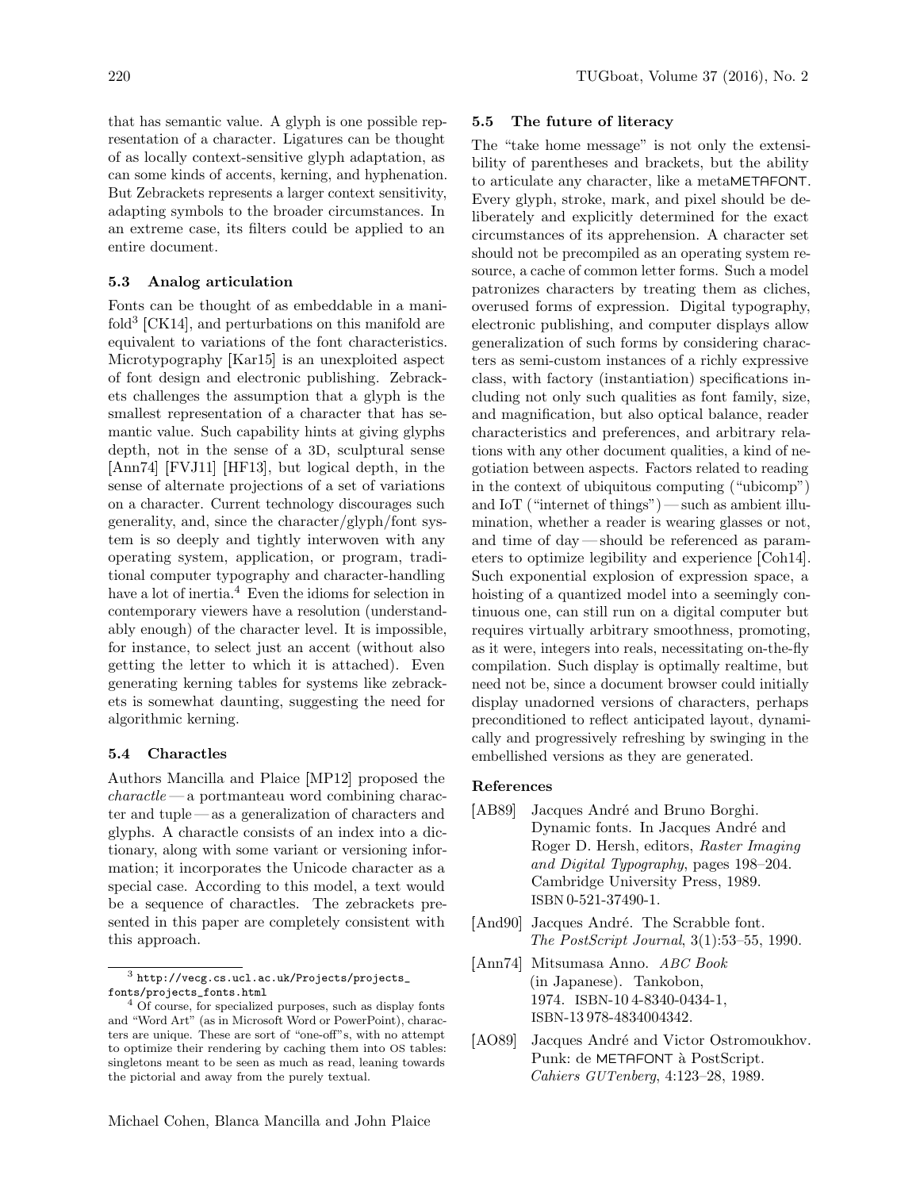that has semantic value. A glyph is one possible representation of a character. Ligatures can be thought of as locally context-sensitive glyph adaptation, as can some kinds of accents, kerning, and hyphenation. But Zebrackets represents a larger context sensitivity, adapting symbols to the broader circumstances. In an extreme case, its filters could be applied to an entire document.

### 5.3 Analog articulation

Fonts can be thought of as embeddable in a manifold[3] [CK14], and perturbations on this manifold are equivalent to variations of the font characteristics. Microtypography [Kar15] is an unexploited aspect of font design and electronic publishing. Zebrackets challenges the assumption that a glyph is the smallest representation of a character that has semantic value. Such capability hints at giving glyphs depth, not in the sense of a 3D, sculptural sense [Ann74] [FVJ11] [HF13], but logical depth, in the sense of alternate projections of a set of variations on a character. Current technology discourages such generality, and, since the character/glyph/font system is so deeply and tightly interwoven with any operating system, application, or program, traditional computer typography and character-handling have a lot of inertia.[4] Even the idioms for selection in contemporary viewers have a resolution (understandably enough) of the character level. It is impossible, for instance, to select just an accent (without also getting the letter to which it is attached). Even generating kerning tables for systems like zebrackets is somewhat daunting, suggesting the need for algorithmic kerning.

### 5.4 Charactles

Authors Mancilla and Plaice [MP12] proposed the *charactle* — a portmanteau word combining character and tuple — as a generalization of characters and glyphs. A charactle consists of an index into a dictionary, along with some variant or versioning information; it incorporates the Unicode character as a special case. According to this model, a text would be a sequence of charactles. The zebrackets presented in this paper are completely consistent with this approach.

[3] `http://vecg.cs.ucl.ac.uk/Projects/projects_fonts/projects_fonts.html`

[4] Of course, for specialized purposes, such as display fonts and "Word Art" (as in Microsoft Word or PowerPoint), characters are unique. These are sort of "one-off"s, with no attempt to optimize their rendering by caching them into OS tables: singletons meant to be seen as much as read, leaning towards the pictorial and away from the purely textual.

### 5.5 The future of literacy

The "take home message" is not only the extensibility of parentheses and brackets, but the ability to articulate any character, like a metaMETAFONT. Every glyph, stroke, mark, and pixel should be deliberately and explicitly determined for the exact circumstances of its apprehension. A character set should not be precompiled as an operating system resource, a cache of common letter forms. Such a model patronizes characters by treating them as cliches, overused forms of expression. Digital typography, electronic publishing, and computer displays allow generalization of such forms by considering characters as semi-custom instances of a richly expressive class, with factory (instantiation) specifications including not only such qualities as font family, size, and magnification, but also optical balance, reader characteristics and preferences, and arbitrary relations with any other document qualities, a kind of negotiation between aspects. Factors related to reading in the context of ubiquitous computing ("ubicomp") and IoT ("internet of things") — such as ambient illumination, whether a reader is wearing glasses or not, and time of day — should be referenced as parameters to optimize legibility and experience [Coh14]. Such exponential explosion of expression space, a hoisting of a quantized model into a seemingly continuous one, can still run on a digital computer but requires virtually arbitrary smoothness, promoting, as it were, integers into reals, necessitating on-the-fly compilation. Such display is optimally realtime, but need not be, since a document browser could initially display unadorned versions of characters, perhaps preconditioned to reflect anticipated layout, dynamically and progressively refreshing by swinging in the embellished versions as they are generated.

### References

[AB89] Jacques André and Bruno Borghi. Dynamic fonts. In Jacques André and Roger D. Hersh, editors, *Raster Imaging and Digital Typography*, pages 198–204. Cambridge University Press, 1989. ISBN 0-521-37490-1.

[And90] Jacques André. The Scrabble font. *The PostScript Journal*, 3(1):53–55, 1990.

[Ann74] Mitsumasa Anno. *ABC Book* (in Japanese). Tankobon, 1974. ISBN-10 4-8340-0434-1, ISBN-13 978-4834004342.

[AO89] Jacques André and Victor Ostromoukhov. Punk: de METAFONT à PostScript. *Cahiers GUTenberg*, 4:123–28, 1989.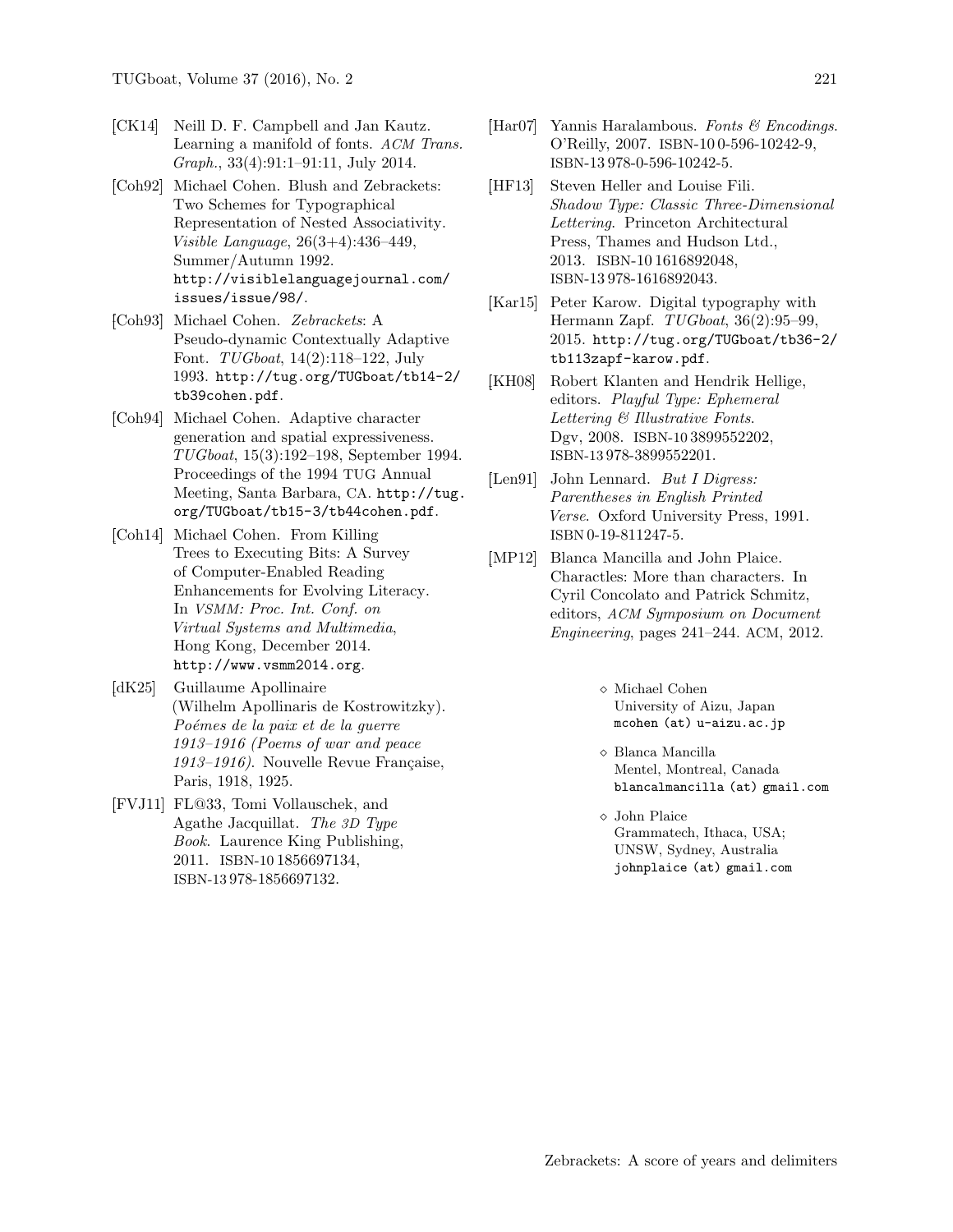[CK14] Neill D. F. Campbell and Jan Kautz. Learning a manifold of fonts. *ACM Trans. Graph.*, 33(4):91:1–91:11, July 2014.

[Coh92] Michael Cohen. Blush and Zebrackets: Two Schemes for Typographical Representation of Nested Associativity. *Visible Language*, 26(3+4):436–449, Summer/Autumn 1992. `http://visiblelanguagejournal.com/issues/issue/98/`.

[Coh93] Michael Cohen. *Zebrackets*: A Pseudo-dynamic Contextually Adaptive Font. *TUGboat*, 14(2):118–122, July 1993. `http://tug.org/TUGboat/tb14-2/tb39cohen.pdf`.

[Coh94] Michael Cohen. Adaptive character generation and spatial expressiveness. *TUGboat*, 15(3):192–198, September 1994. Proceedings of the 1994 TUG Annual Meeting, Santa Barbara, CA. `http://tug.org/TUGboat/tb15-3/tb44cohen.pdf`.

[Coh14] Michael Cohen. From Killing Trees to Executing Bits: A Survey of Computer-Enabled Reading Enhancements for Evolving Literacy. In *VSMM: Proc. Int. Conf. on Virtual Systems and Multimedia*, Hong Kong, December 2014. `http://www.vsmm2014.org`.

[dK25] Guillaume Apollinaire (Wilhelm Apollinaris de Kostrowitzky). *Poémes de la paix et de la guerre 1913–1916 (Poems of war and peace 1913–1916)*. Nouvelle Revue Française, Paris, 1918, 1925.

[FVJ11] FL@33, Tomi Vollauschek, and Agathe Jacquillat. *The 3D Type Book*. Laurence King Publishing, 2011. ISBN-10 1856697134, ISBN-13 978-1856697132.

[Har07] Yannis Haralambous. *Fonts & Encodings*. O'Reilly, 2007. ISBN-10 0-596-10242-9, ISBN-13 978-0-596-10242-5.

[HF13] Steven Heller and Louise Fili. *Shadow Type: Classic Three-Dimensional Lettering*. Princeton Architectural Press, Thames and Hudson Ltd., 2013. ISBN-10 1616892048, ISBN-13 978-1616892043.

[Kar15] Peter Karow. Digital typography with Hermann Zapf. *TUGboat*, 36(2):95–99, 2015. `http://tug.org/TUGboat/tb36-2/tb113zapf-karow.pdf`.

[KH08] Robert Klanten and Hendrik Hellige, editors. *Playful Type: Ephemeral Lettering & Illustrative Fonts*. Dgv, 2008. ISBN-10 3899552202, ISBN-13 978-3899552201.

[Len91] John Lennard. *But I Digress: Parentheses in English Printed Verse*. Oxford University Press, 1991. ISBN 0-19-811247-5.

[MP12] Blanca Mancilla and John Plaice. Charactles: More than characters. In Cyril Concolato and Patrick Schmitz, editors, *ACM Symposium on Document Engineering*, pages 241–244. ACM, 2012.

◇ Michael Cohen
University of Aizu, Japan
`mcohen (at) u-aizu.ac.jp`

◇ Blanca Mancilla
Mentel, Montreal, Canada
`blancalmancilla (at) gmail.com`

◇ John Plaice
Grammatech, Ithaca, USA;
UNSW, Sydney, Australia
`johnplaice (at) gmail.com`